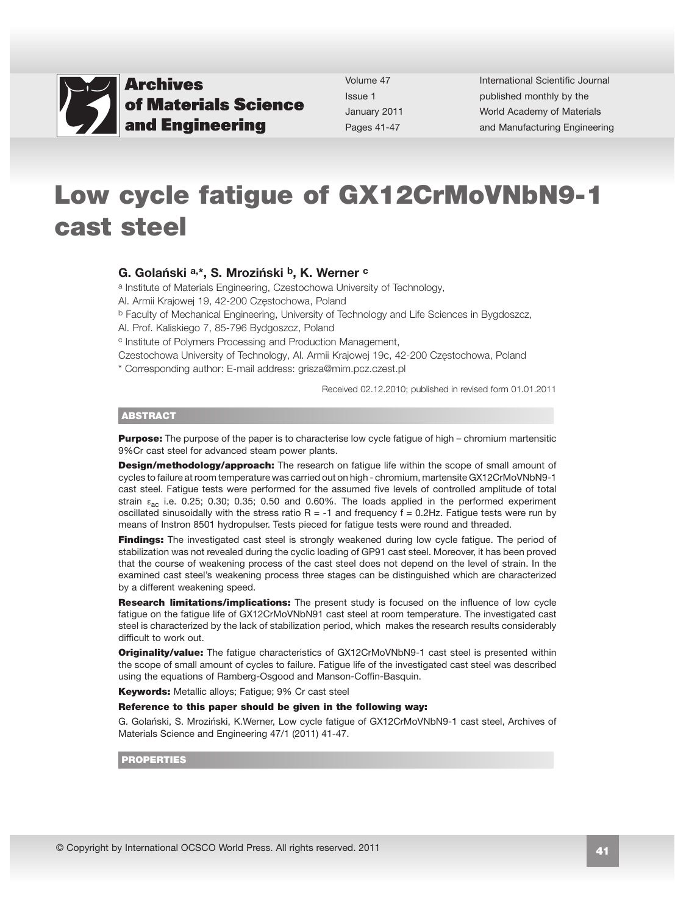# Low cycle fatigue of GX12CrMoVNbN9-1 cast steel

**G. Golański [a,*], S. Mroziński [b], K. Werner [c]**

[a] Institute of Materials Engineering, Czestochowa University of Technology,
Al. Armii Krajowej 19, 42-200 Częstochowa, Poland

[b] Faculty of Mechanical Engineering, University of Technology and Life Sciences in Bygdoszcz,
Al. Prof. Kaliskiego 7, 85-796 Bydgoszcz, Poland

[c] Institute of Polymers Processing and Production Management,
Czestochowa University of Technology, Al. Armii Krajowej 19c, 42-200 Częstochowa, Poland

* Corresponding author: E-mail address: grisza@mim.pcz.czest.pl

Received 02.12.2010; published in revised form 01.01.2011

## ABSTRACT

**Purpose:** The purpose of the paper is to characterise low cycle fatigue of high – chromium martensitic 9%Cr cast steel for advanced steam power plants.

**Design/methodology/approach:** The research on fatigue life within the scope of small amount of cycles to failure at room temperature was carried out on high - chromium, martensite GX12CrMoVNbN9-1 cast steel. Fatigue tests were performed for the assumed five levels of controlled amplitude of total strain $\varepsilon_{ac}$ i.e. 0.25; 0.30; 0.35; 0.50 and 0.60%. The loads applied in the performed experiment oscillated sinusoidally with the stress ratio R = -1 and frequency f = 0.2Hz. Fatigue tests were run by means of Instron 8501 hydropulser. Tests pieced for fatigue tests were round and threaded.

**Findings:** The investigated cast steel is strongly weakened during low cycle fatigue. The period of stabilization was not revealed during the cyclic loading of GP91 cast steel. Moreover, it has been proved that the course of weakening process of the cast steel does not depend on the level of strain. In the examined cast steel's weakening process three stages can be distinguished which are characterized by a different weakening speed.

**Research limitations/implications:** The present study is focused on the influence of low cycle fatigue on the fatigue life of GX12CrMoVNbN91 cast steel at room temperature. The investigated cast steel is characterized by the lack of stabilization period, which makes the research results considerably difficult to work out.

**Originality/value:** The fatigue characteristics of GX12CrMoVNbN9-1 cast steel is presented within the scope of small amount of cycles to failure. Fatigue life of the investigated cast steel was described using the equations of Ramberg-Osgood and Manson-Coffin-Basquin.

**Keywords:** Metallic alloys; Fatigue; 9% Cr cast steel

**Reference to this paper should be given in the following way:**

G. Golański, S. Mroziński, K.Werner, Low cycle fatigue of GX12CrMoVNbN9-1 cast steel, Archives of Materials Science and Engineering 47/1 (2011) 41-47.

## PROPERTIES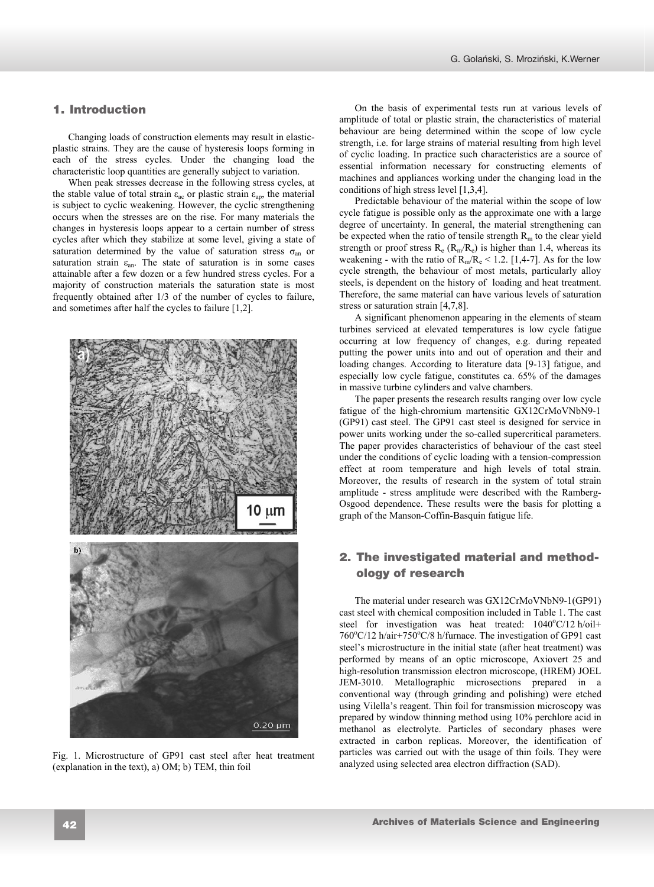## 1. Introduction

Changing loads of construction elements may result in elastic-plastic strains. They are the cause of hysteresis loops forming in each of the stress cycles. Under the changing load the characteristic loop quantities are generally subject to variation.

When peak stresses decrease in the following stress cycles, at the stable value of total strain $\varepsilon_{ac}$ or plastic strain $\varepsilon_{ap}$, the material is subject to cyclic weakening. However, the cyclic strengthening occurs when the stresses are on the rise. For many materials the changes in hysteresis loops appear to a certain number of stress cycles after which they stabilize at some level, giving a state of saturation determined by the value of saturation stress $\sigma_{an}$ or saturation strain $\varepsilon_{an}$. The state of saturation is in some cases attainable after a few dozen or a few hundred stress cycles. For a majority of construction materials the saturation state is most frequently obtained after 1/3 of the number of cycles to failure, and sometimes after half the cycles to failure [1,2].

Fig. 1. Microstructure of GP91 cast steel after heat treatment (explanation in the text), a) OM; b) TEM, thin foil

On the basis of experimental tests run at various levels of amplitude of total or plastic strain, the characteristics of material behaviour are being determined within the scope of low cycle strength, i.e. for large strains of material resulting from high level of cyclic loading. In practice such characteristics are a source of essential information necessary for constructing elements of machines and appliances working under the changing load in the conditions of high stress level [1,3,4].

Predictable behaviour of the material within the scope of low cycle fatigue is possible only as the approximate one with a large degree of uncertainty. In general, the material strengthening can be expected when the ratio of tensile strength $R_m$ to the clear yield strength or proof stress $R_e$ ($R_m/R_e$) is higher than 1.4, whereas its weakening - with the ratio of $R_m/R_e < 1.2$. [1,4-7]. As for the low cycle strength, the behaviour of most metals, particularly alloy steels, is dependent on the history of loading and heat treatment. Therefore, the same material can have various levels of saturation stress or saturation strain [4,7,8].

A significant phenomenon appearing in the elements of steam turbines serviced at elevated temperatures is low cycle fatigue occurring at low frequency of changes, e.g. during repeated putting the power units into and out of operation and their loading changes. According to literature data [9-13] fatigue, and especially low cycle fatigue, constitutes ca. 65% of the damages in massive turbine cylinders and valve chambers.

The paper presents the research results ranging over low cycle fatigue of the high-chromium martensitic GX12CrMoVNbN9-1 (GP91) cast steel. The GP91 cast steel is designed for service in power units working under the so-called supercritical parameters. The paper provides characteristics of behaviour of the cast steel under the conditions of cyclic loading with a tension-compression effect at room temperature and high levels of total strain. Moreover, the results of research in the system of total strain amplitude - stress amplitude were described with the Ramberg-Osgood dependence. These results were the basis for plotting a graph of the Manson-Coffin-Basquin fatigue life.

## 2. The investigated material and methodology of research

The material under research was GX12CrMoVNbN9-1(GP91) cast steel with chemical composition included in Table 1. The cast steel for investigation was heat treated: 1040°C/12 h/oil+ 760°C/12 h/air+750°C/8 h/furnace. The investigation of GP91 cast steel's microstructure in the initial state (after heat treatment) was performed by means of an optic microscope, Axiovert 25 and high-resolution transmission electron microscope, (HREM) JOEL JEM-3010. Metallographic microsections prepared in a conventional way (through grinding and polishing) were etched using Vilella's reagent. Thin foil for transmission microscopy was prepared by window thinning method using 10% perchlore acid in methanol as electrolyte. Particles of secondary phases were extracted in carbon replicas. Moreover, the identification of particles was carried out with the usage of thin foils. They were analyzed using selected area electron diffraction (SAD).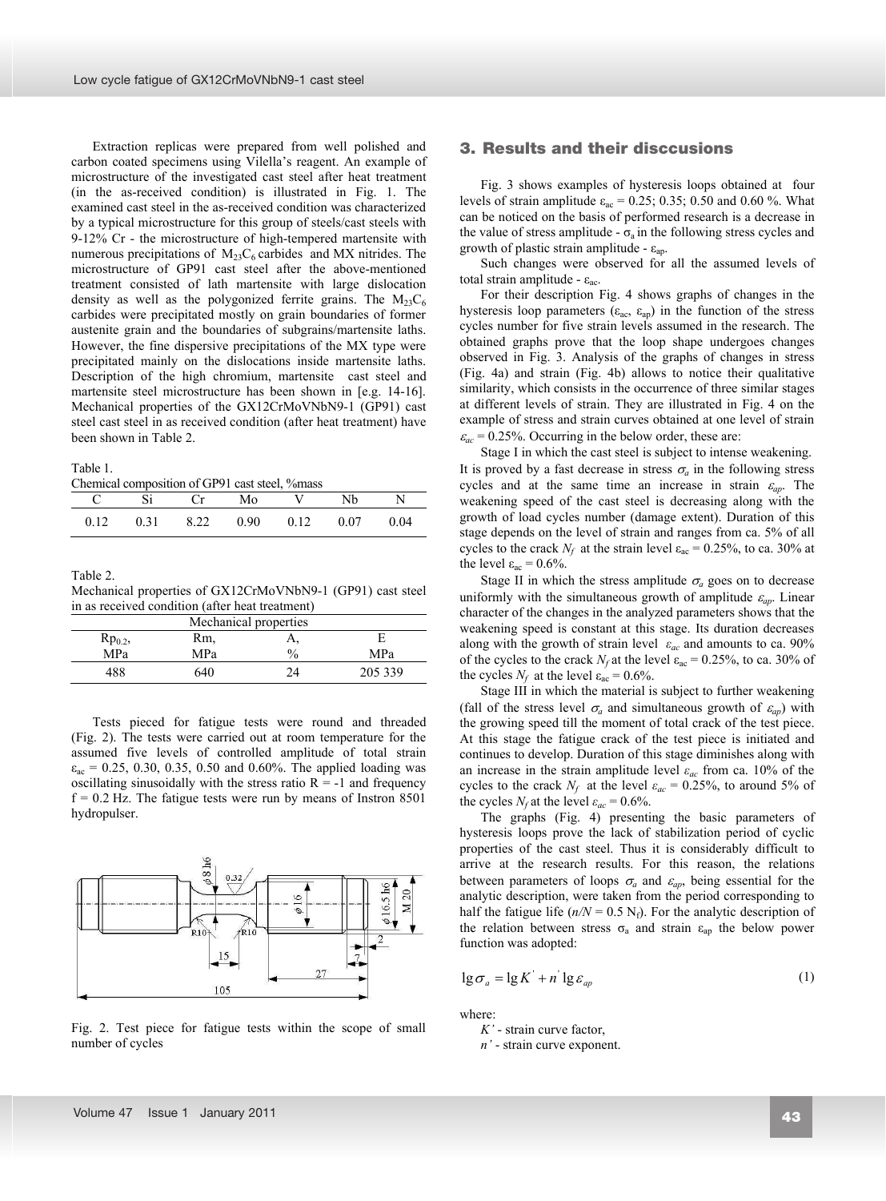Extraction replicas were prepared from well polished and carbon coated specimens using Vilella's reagent. An example of microstructure of the investigated cast steel after heat treatment (in the as-received condition) is illustrated in Fig. 1. The examined cast steel in the as-received condition was characterized by a typical microstructure for this group of steels/cast steels with 9-12% Cr - the microstructure of high-tempered martensite with numerous precipitations of $M_{23}C_6$ carbides and MX nitrides. The microstructure of GP91 cast steel after the above-mentioned treatment consisted of lath martensite with large dislocation density as well as the polygonized ferrite grains. The $M_{23}C_6$ carbides were precipitated mostly on grain boundaries of former austenite grain and the boundaries of subgrains/martensite laths. However, the fine dispersive precipitations of the MX type were precipitated mainly on the dislocations inside martensite laths. Description of the high chromium, martensite cast steel and martensite steel microstructure has been shown in [e.g. 14-16]. Mechanical properties of the GX12CrMoVNbN9-1 (GP91) cast steel cast steel in as received condition (after heat treatment) have been shown in Table 2.

Table 1.
Chemical composition of GP91 cast steel, %mass

| C | Si | Cr | Mo | V | Nb | N |
|---|---|---|---|---|---|---|
| 0.12 | 0.31 | 8.22 | 0.90 | 0.12 | 0.07 | 0.04 |

Table 2.
Mechanical properties of GX12CrMoVNbN9-1 (GP91) cast steel in as received condition (after heat treatment)

| Mechanical properties | | | |
|---|---|---|---|
| $Rp_{0.2}$, MPa | Rm, MPa | A, % | E MPa |
| 488 | 640 | 24 | 205 339 |

Tests pieced for fatigue tests were round and threaded (Fig. 2). The tests were carried out at room temperature for the assumed five levels of controlled amplitude of total strain $\varepsilon_{ac}$ = 0.25, 0.30, 0.35, 0.50 and 0.60%. The applied loading was oscillating sinusoidally with the stress ratio R = -1 and frequency f = 0.2 Hz. The fatigue tests were run by means of Instron 8501 hydropulser.

Fig. 2. Test piece for fatigue tests within the scope of small number of cycles

## 3. Results and their disccusions

Fig. 3 shows examples of hysteresis loops obtained at four levels of strain amplitude $\varepsilon_{ac}$ = 0.25; 0.35; 0.50 and 0.60 %. What can be noticed on the basis of performed research is a decrease in the value of stress amplitude - $\sigma_a$ in the following stress cycles and growth of plastic strain amplitude - $\varepsilon_{ap}$.

Such changes were observed for all the assumed levels of total strain amplitude - $\varepsilon_{ac}$.

For their description Fig. 4 shows graphs of changes in the hysteresis loop parameters ($\varepsilon_{ac}$, $\varepsilon_{ap}$) in the function of the stress cycles number for five strain levels assumed in the research. The obtained graphs prove that the loop shape undergoes changes observed in Fig. 3. Analysis of the graphs of changes in stress (Fig. 4a) and strain (Fig. 4b) allows to notice their qualitative similarity, which consists in the occurrence of three similar stages at different levels of strain. They are illustrated in Fig. 4 on the example of stress and strain curves obtained at one level of strain $\varepsilon_{ac}$ = 0.25%. Occurring in the below order, these are:

Stage I in which the cast steel is subject to intense weakening. It is proved by a fast decrease in stress $\sigma_a$ in the following stress cycles and at the same time an increase in strain $\varepsilon_{ap}$. The weakening speed of the cast steel is decreasing along with the growth of load cycles number (damage extent). Duration of this stage depends on the level of strain and ranges from ca. 5% of all cycles to the crack $N_f$ at the strain level $\varepsilon_{ac}$ = 0.25%, to ca. 30% at the level $\varepsilon_{ac}$ = 0.6%.

Stage II in which the stress amplitude $\sigma_a$ goes on to decrease uniformly with the simultaneous growth of amplitude $\varepsilon_{ap}$. Linear character of the changes in the analyzed parameters shows that the weakening speed is constant at this stage. Its duration decreases along with the growth of strain level $\varepsilon_{ac}$ and amounts to ca. 90% of the cycles to the crack $N_f$ at the level $\varepsilon_{ac}$ = 0.25%, to ca. 30% of the cycles $N_f$ at the level $\varepsilon_{ac}$ = 0.6%.

Stage III in which the material is subject to further weakening (fall of the stress level $\sigma_a$ and simultaneous growth of $\varepsilon_{ap}$) with the growing speed till the moment of total crack of the test piece. At this stage the fatigue crack of the test piece is initiated and continues to develop. Duration of this stage diminishes along with an increase in the strain amplitude level $\varepsilon_{ac}$ from ca. 10% of the cycles to the crack $N_f$ at the level $\varepsilon_{ac}$ = 0.25%, to around 5% of the cycles $N_f$ at the level $\varepsilon_{ac}$ = 0.6%.

The graphs (Fig. 4) presenting the basic parameters of hysteresis loops prove the lack of stabilization period of cyclic properties of the cast steel. Thus it is considerably difficult to arrive at the research results. For this reason, the relations between parameters of loops $\sigma_a$ and $\varepsilon_{ap}$, being essential for the analytic description, were taken from the period corresponding to half the fatigue life ($n/N$ = 0.5 $N_f$). For the analytic description of the relation between stress $\sigma_a$ and strain $\varepsilon_{ap}$ the below power function was adopted:

$$\lg \sigma_a = \lg K' + n' \lg \varepsilon_{ap} \tag{1}$$

where:

$K'$ - strain curve factor,

$n'$ - strain curve exponent.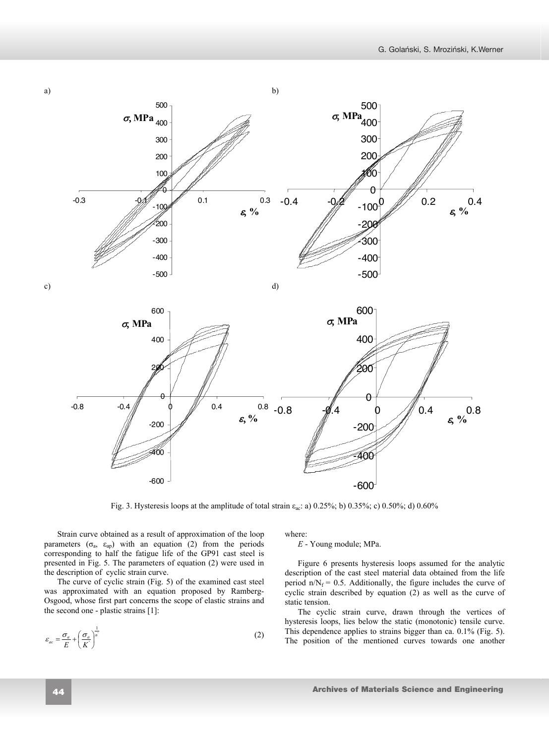Fig. 3. Hysteresis loops at the amplitude of total strain $\varepsilon_{ac}$: a) 0.25%; b) 0.35%; c) 0.50%; d) 0.60%

Strain curve obtained as a result of approximation of the loop parameters ($\sigma_a$, $\varepsilon_{ap}$) with an equation (2) from the periods corresponding to half the fatigue life of the GP91 cast steel is presented in Fig. 5. The parameters of equation (2) were used in the description of cyclic strain curve.

The curve of cyclic strain (Fig. 5) of the examined cast steel was approximated with an equation proposed by Ramberg-Osgood, whose first part concerns the scope of elastic strains and the second one - plastic strains [1]:

$$\varepsilon_{ac} = \frac{\sigma_a}{E} + \left(\frac{\sigma_a}{K'}\right)^{\frac{1}{n'}} \tag{2}$$

where:

*E* - Young module; MPa.

Figure 6 presents hysteresis loops assumed for the analytic description of the cast steel material data obtained from the life period $n/N_f = 0.5$. Additionally, the figure includes the curve of cyclic strain described by equation (2) as well as the curve of static tension.

The cyclic strain curve, drawn through the vertices of hysteresis loops, lies below the static (monotonic) tensile curve. This dependence applies to strains bigger than ca. 0.1% (Fig. 5). The position of the mentioned curves towards one another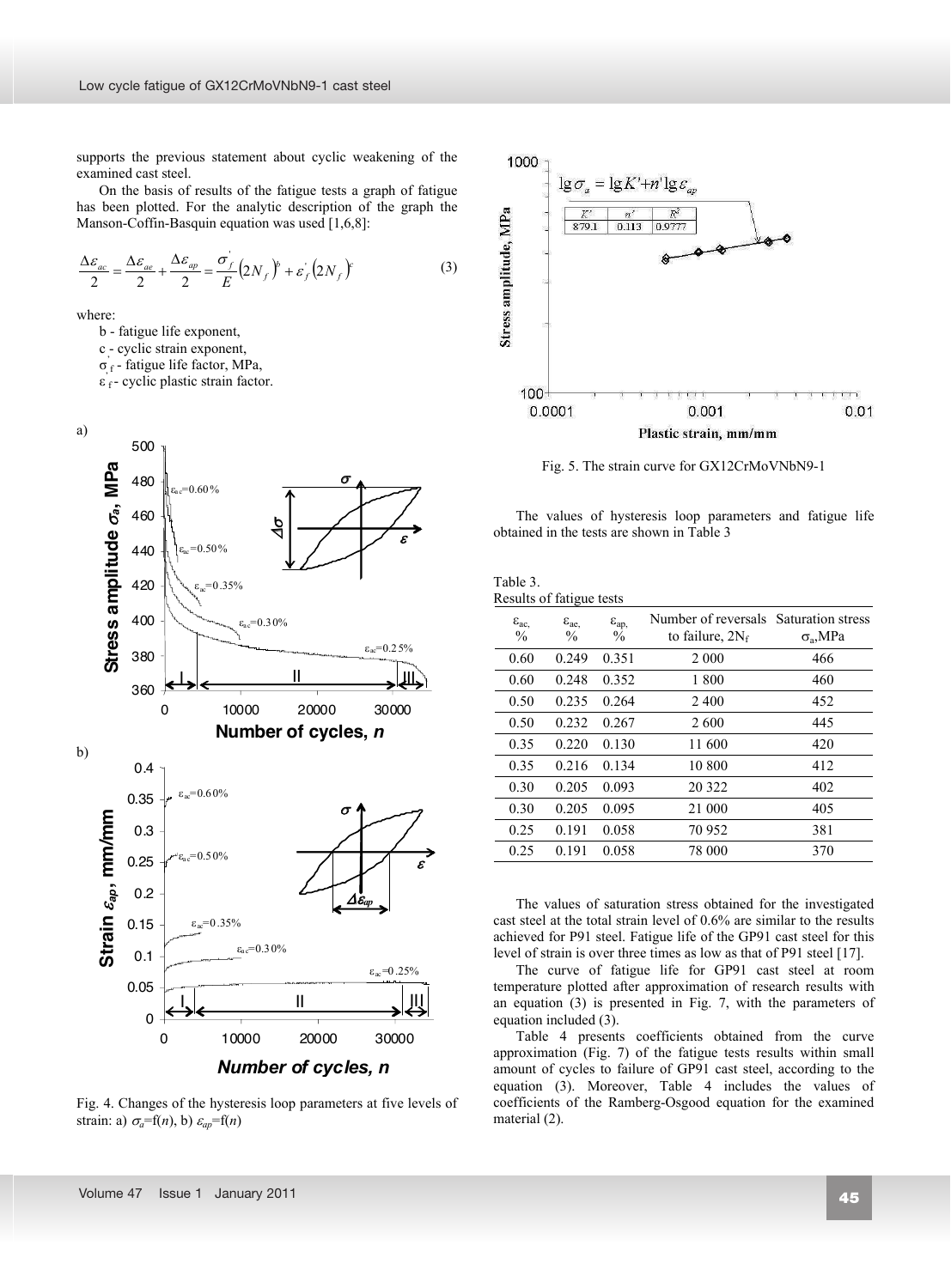supports the previous statement about cyclic weakening of the examined cast steel.

On the basis of results of the fatigue tests a graph of fatigue has been plotted. For the analytic description of the graph the Manson-Coffin-Basquin equation was used [1,6,8]:

$$\frac{\Delta\varepsilon_{ac}}{2} = \frac{\Delta\varepsilon_{ae}}{2} + \frac{\Delta\varepsilon_{ap}}{2} = \frac{\sigma_f^{'}}{E}\left(2N_f\right)^b + \varepsilon_f^{'}\left(2N_f\right)^c \tag{3}$$

where:

- b - fatigue life exponent,
- c - cyclic strain exponent,
- $\sigma_f^{'}$ - fatigue life factor, MPa,
- $\varepsilon_f^{'}$ - cyclic plastic strain factor.

Fig. 4. Changes of the hysteresis loop parameters at five levels of strain: a) $\sigma_a$=f($n$), b) $\varepsilon_{ap}$=f($n$)

Fig. 5. The strain curve for GX12CrMoVNbN9-1

The values of hysteresis loop parameters and fatigue life obtained in the tests are shown in Table 3

Table 3.
Results of fatigue tests

| $\varepsilon_{ac}$, % | $\varepsilon_{ae}$, % | $\varepsilon_{ap}$, % | Number of reversals to failure, $2N_f$ | Saturation stress $\sigma_a$, MPa |
|---|---|---|---|---|
| 0.60 | 0.249 | 0.351 | 2 000 | 466 |
| 0.60 | 0.248 | 0.352 | 1 800 | 460 |
| 0.50 | 0.235 | 0.264 | 2 400 | 452 |
| 0.50 | 0.232 | 0.267 | 2 600 | 445 |
| 0.35 | 0.220 | 0.130 | 11 600 | 420 |
| 0.35 | 0.216 | 0.134 | 10 800 | 412 |
| 0.30 | 0.205 | 0.093 | 20 322 | 402 |
| 0.30 | 0.205 | 0.095 | 21 000 | 405 |
| 0.25 | 0.191 | 0.058 | 70 952 | 381 |
| 0.25 | 0.191 | 0.058 | 78 000 | 370 |

The values of saturation stress obtained for the investigated cast steel at the total strain level of 0.6% are similar to the results achieved for P91 steel. Fatigue life of the GP91 cast steel for this level of strain is over three times as low as that of P91 steel [17].

The curve of fatigue life for GP91 cast steel at room temperature plotted after approximation of research results with an equation (3) is presented in Fig. 7, with the parameters of equation included (3).

Table 4 presents coefficients obtained from the curve approximation (Fig. 7) of the fatigue tests results within small amount of cycles to failure of GP91 cast steel, according to the equation (3). Moreover, Table 4 includes the values of coefficients of the Ramberg-Osgood equation for the examined material (2).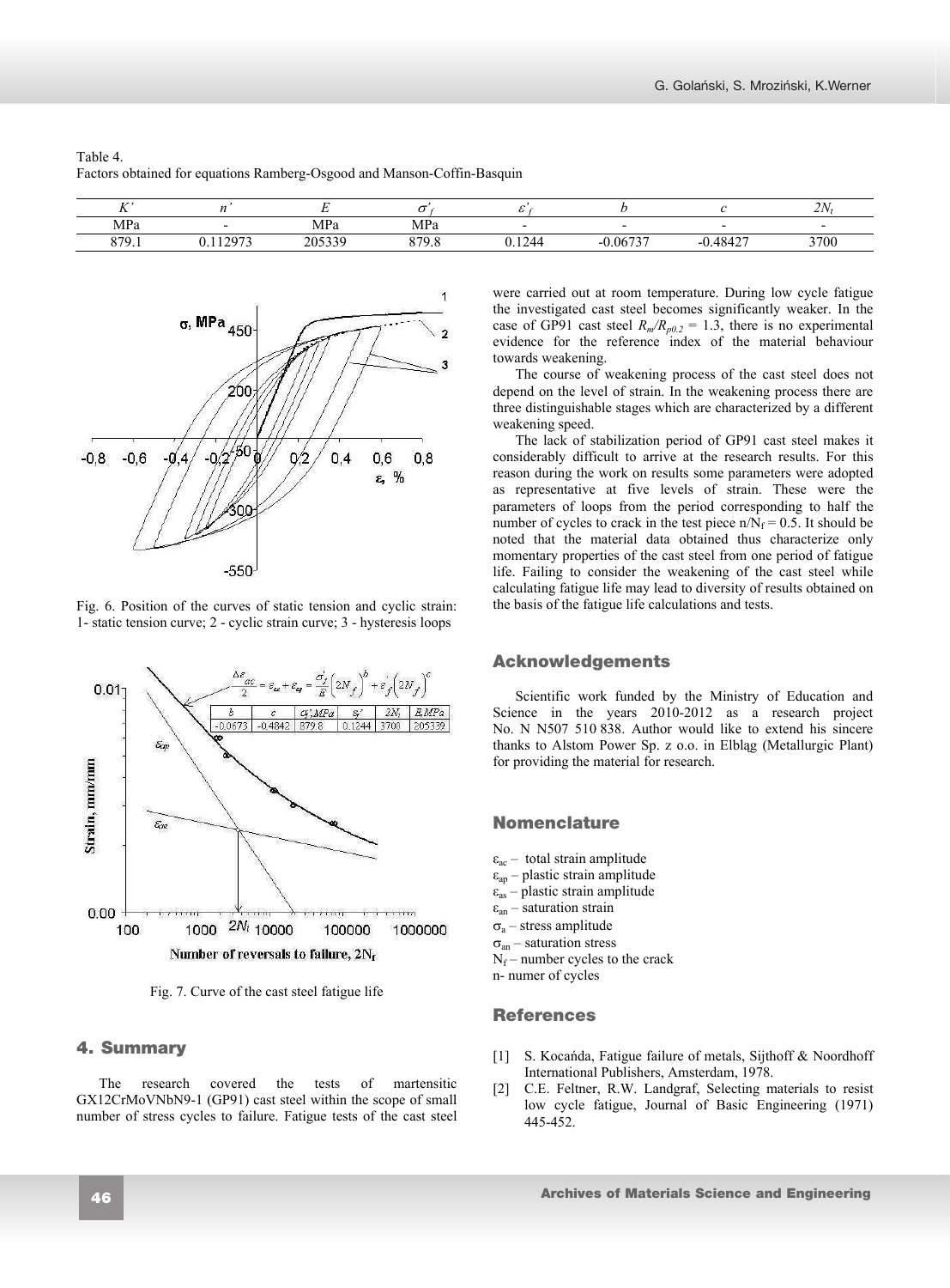Table 4.
Factors obtained for equations Ramberg-Osgood and Manson-Coffin-Basquin

| $K'$ | $n'$ | $E$ | $\sigma'_f$ | $\varepsilon'_f$ | $b$ | $c$ | $2N_t$ |
|---|---|---|---|---|---|---|---|
| MPa | - | MPa | MPa | - | - | - | - |
| 879.1 | 0.112973 | 205339 | 879.8 | 0.1244 | -0.06737 | -0.48427 | 3700 |

Fig. 6. Position of the curves of static tension and cyclic strain: 1- static tension curve; 2 - cyclic strain curve; 3 - hysteresis loops

Fig. 7. Curve of the cast steel fatigue life

## 4. Summary

The research covered the tests of martensitic GX12CrMoVNbN9-1 (GP91) cast steel within the scope of small number of stress cycles to failure. Fatigue tests of the cast steel were carried out at room temperature. During low cycle fatigue the investigated cast steel becomes significantly weaker. In the case of GP91 cast steel $R_m/R_{p0.2}$ = 1.3, there is no experimental evidence for the reference index of the material behaviour towards weakening.

The course of weakening process of the cast steel does not depend on the level of strain. In the weakening process there are three distinguishable stages which are characterized by a different weakening speed.

The lack of stabilization period of GP91 cast steel makes it considerably difficult to arrive at the research results. For this reason during the work on results some parameters were adopted as representative at five levels of strain. These were the parameters of loops from the period corresponding to half the number of cycles to crack in the test piece $n/N_f$ = 0.5. It should be noted that the material data obtained thus characterize only momentary properties of the cast steel from one period of fatigue life. Failing to consider the weakening of the cast steel while calculating fatigue life may lead to diversity of results obtained on the basis of the fatigue life calculations and tests.

## Acknowledgements

Scientific work funded by the Ministry of Education and Science in the years 2010-2012 as a research project No. N N507 510 838. Author would like to extend his sincere thanks to Alstom Power Sp. z o.o. in Elbląg (Metallurgic Plant) for providing the material for research.

## Nomenclature

$\varepsilon_{ac}$ – total strain amplitude
$\varepsilon_{ap}$ – plastic strain amplitude
$\varepsilon_{as}$ – plastic strain amplitude
$\varepsilon_{an}$ – saturation strain
$\sigma_a$ – stress amplitude
$\sigma_{an}$ – saturation stress
$N_f$ – number cycles to the crack
n- numer of cycles

## References

[1] S. Kocańda, Fatigue failure of metals, Sijthoff & Noordhoff International Publishers, Amsterdam, 1978.

[2] C.E. Feltner, R.W. Landgraf, Selecting materials to resist low cycle fatigue, Journal of Basic Engineering (1971) 445-452.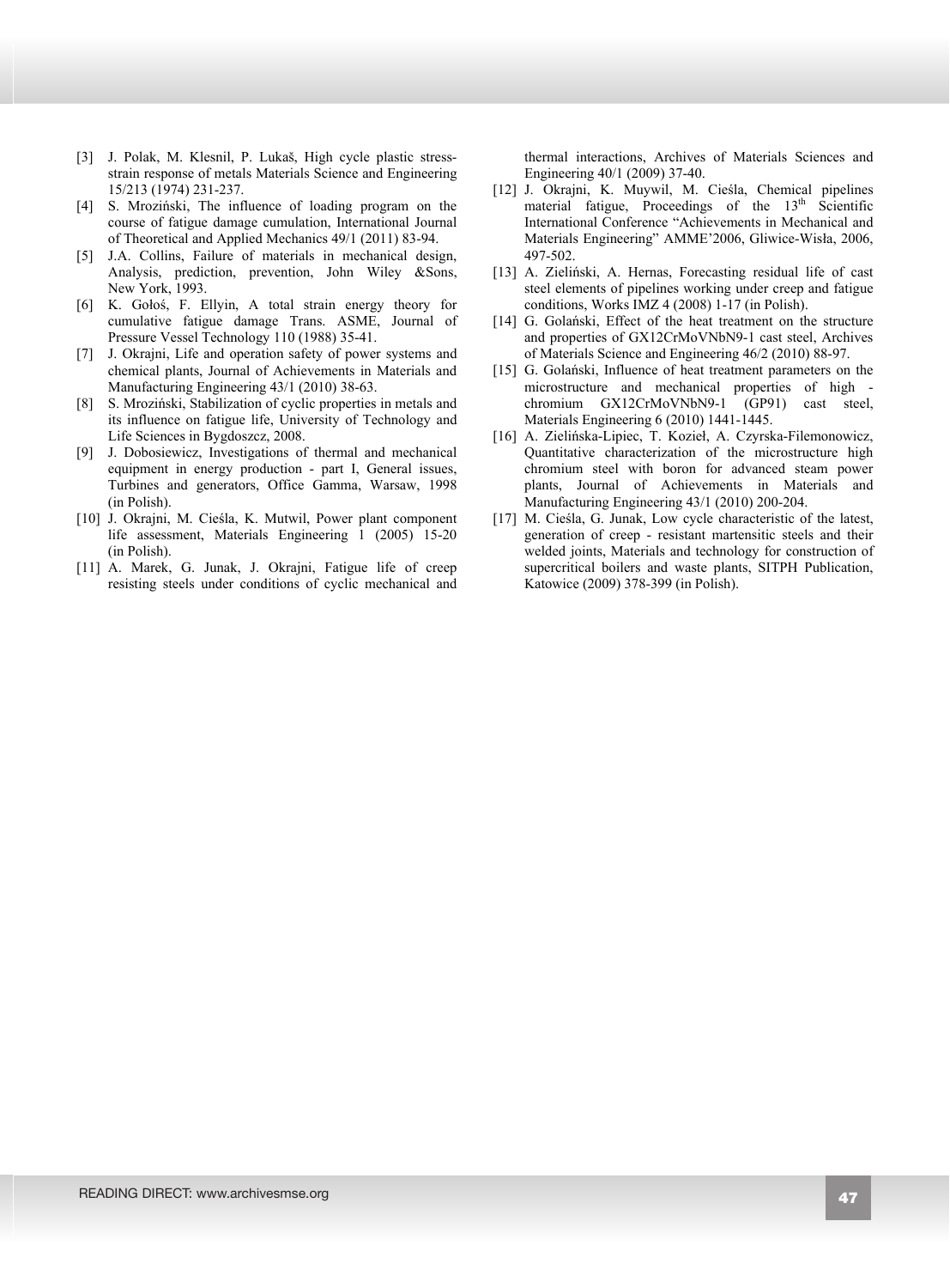[3] J. Polak, M. Klesnil, P. Lukaš, High cycle plastic stress-strain response of metals Materials Science and Engineering 15/213 (1974) 231-237.

[4] S. Mroziński, The influence of loading program on the course of fatigue damage cumulation, International Journal of Theoretical and Applied Mechanics 49/1 (2011) 83-94.

[5] J.A. Collins, Failure of materials in mechanical design, Analysis, prediction, prevention, John Wiley &Sons, New York, 1993.

[6] K. Gołoś, F. Ellyin, A total strain energy theory for cumulative fatigue damage Trans. ASME, Journal of Pressure Vessel Technology 110 (1988) 35-41.

[7] J. Okrajni, Life and operation safety of power systems and chemical plants, Journal of Achievements in Materials and Manufacturing Engineering 43/1 (2010) 38-63.

[8] S. Mroziński, Stabilization of cyclic properties in metals and its influence on fatigue life, University of Technology and Life Sciences in Bygdoszcz, 2008.

[9] J. Dobosiewicz, Investigations of thermal and mechanical equipment in energy production - part I, General issues, Turbines and generators, Office Gamma, Warsaw, 1998 (in Polish).

[10] J. Okrajni, M. Cieśla, K. Mutwil, Power plant component life assessment, Materials Engineering 1 (2005) 15-20 (in Polish).

[11] A. Marek, G. Junak, J. Okrajni, Fatigue life of creep resisting steels under conditions of cyclic mechanical and thermal interactions, Archives of Materials Sciences and Engineering 40/1 (2009) 37-40.

[12] J. Okrajni, K. Muywil, M. Cieśla, Chemical pipelines material fatigue, Proceedings of the 13th Scientific International Conference "Achievements in Mechanical and Materials Engineering" AMME'2006, Gliwice-Wisła, 2006, 497-502.

[13] A. Zieliński, A. Hernas, Forecasting residual life of cast steel elements of pipelines working under creep and fatigue conditions, Works IMZ 4 (2008) 1-17 (in Polish).

[14] G. Golański, Effect of the heat treatment on the structure and properties of GX12CrMoVNbN9-1 cast steel, Archives of Materials Science and Engineering 46/2 (2010) 88-97.

[15] G. Golański, Influence of heat treatment parameters on the microstructure and mechanical properties of high - chromium GX12CrMoVNbN9-1 (GP91) cast steel, Materials Engineering 6 (2010) 1441-1445.

[16] A. Zielińska-Lipiec, T. Kozieł, A. Czyrska-Filemonowicz, Quantitative characterization of the microstructure high chromium steel with boron for advanced steam power plants, Journal of Achievements in Materials and Manufacturing Engineering 43/1 (2010) 200-204.

[17] M. Cieśla, G. Junak, Low cycle characteristic of the latest, generation of creep - resistant martensitic steels and their welded joints, Materials and technology for construction of supercritical boilers and waste plants, SITPH Publication, Katowice (2009) 378-399 (in Polish).